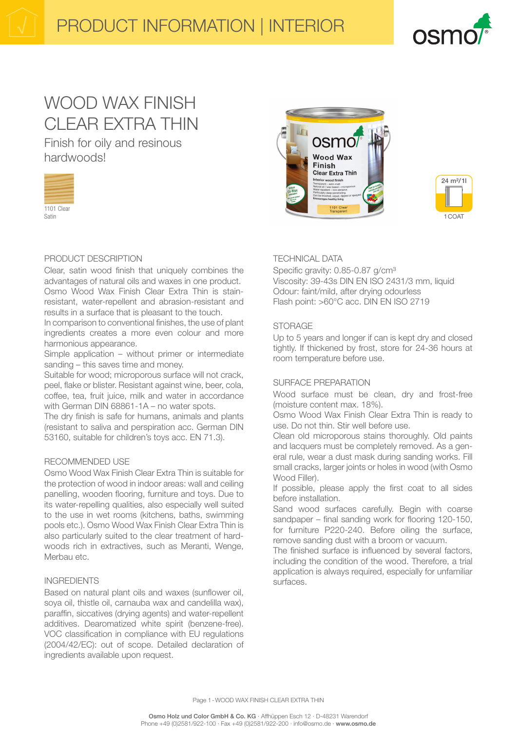# PRODUCT INFORMATION | INTERIOR

# WOOD WAX FINISH CLEAR EXTRA THIN

Finish for oily and resinous hardwoods!

1101 Clear
Satin

24 m²/1l
1 COAT

## PRODUCT DESCRIPTION

Clear, satin wood finish that uniquely combines the advantages of natural oils and waxes in one product. Osmo Wood Wax Finish Clear Extra Thin is stain-resistant, water-repellent and abrasion-resistant and results in a surface that is pleasant to the touch.
In comparison to conventional finishes, the use of plant ingredients creates a more even colour and more harmonious appearance.
Simple application – without primer or intermediate sanding – this saves time and money.
Suitable for wood; microporous surface will not crack, peel, flake or blister. Resistant against wine, beer, cola, coffee, tea, fruit juice, milk and water in accordance with German DIN 68861-1A – no water spots.
The dry finish is safe for humans, animals and plants (resistant to saliva and perspiration acc. German DIN 53160, suitable for children's toys acc. EN 71.3).

## RECOMMENDED USE

Osmo Wood Wax Finish Clear Extra Thin is suitable for the protection of wood in indoor areas: wall and ceiling panelling, wooden flooring, furniture and toys. Due to its water-repelling qualities, also especially well suited to the use in wet rooms (kitchens, baths, swimming pools etc.). Osmo Wood Wax Finish Clear Extra Thin is also particularly suited to the clear treatment of hardwoods rich in extractives, such as Meranti, Wenge, Merbau etc.

## INGREDIENTS

Based on natural plant oils and waxes (sunflower oil, soya oil, thistle oil, carnauba wax and candelilla wax), paraffin, siccatives (drying agents) and water-repellent additives. Dearomatized white spirit (benzene-free). VOC classification in compliance with EU regulations (2004/42/EC): out of scope. Detailed declaration of ingredients available upon request.

## TECHNICAL DATA

Specific gravity: 0.85-0.87 g/cm³
Viscosity: 39-43s DIN EN ISO 2431/3 mm, liquid
Odour: faint/mild, after drying odourless
Flash point: >60°C acc. DIN EN ISO 2719

## STORAGE

Up to 5 years and longer if can is kept dry and closed tightly. If thickened by frost, store for 24-36 hours at room temperature before use.

## SURFACE PREPARATION

Wood surface must be clean, dry and frost-free (moisture content max. 18%).
Osmo Wood Wax Finish Clear Extra Thin is ready to use. Do not thin. Stir well before use.
Clean old microporous stains thoroughly. Old paints and lacquers must be completely removed. As a general rule, wear a dust mask during sanding works. Fill small cracks, larger joints or holes in wood (with Osmo Wood Filler).
If possible, please apply the first coat to all sides before installation.
Sand wood surfaces carefully. Begin with coarse sandpaper – final sanding work for flooring 120-150, for furniture P220-240. Before oiling the surface, remove sanding dust with a broom or vacuum.
The finished surface is influenced by several factors, including the condition of the wood. Therefore, a trial application is always required, especially for unfamiliar surfaces.

**Osmo Holz und Color GmbH & Co. KG** · Affhüppen Esch 12 · D-48231 Warendorf
Phone +49 (0)2581/922-100 · Fax +49 (0)2581/922-200 · info@osmo.de · **www.osmo.de**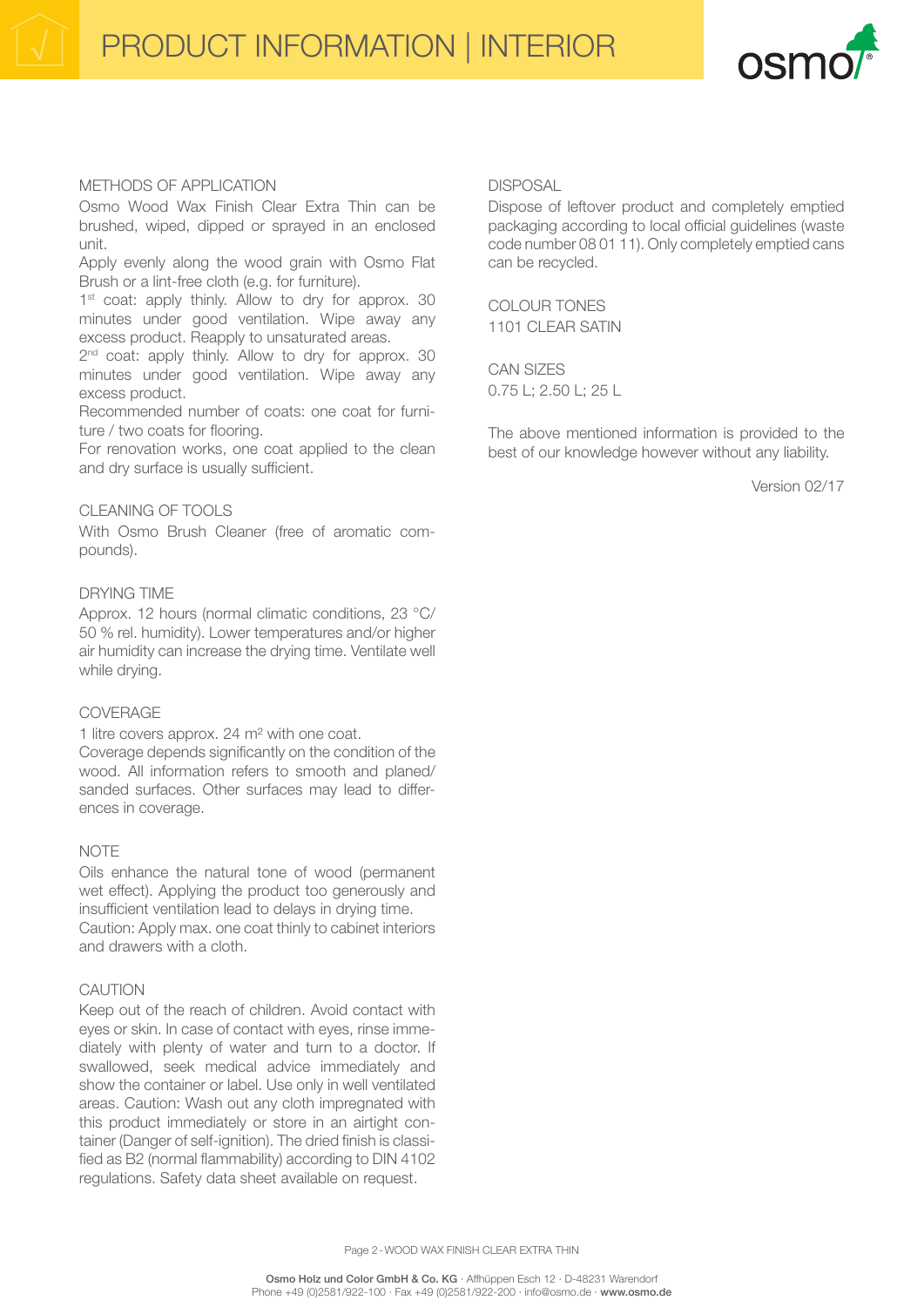## METHODS OF APPLICATION

Osmo Wood Wax Finish Clear Extra Thin can be brushed, wiped, dipped or sprayed in an enclosed unit.

Apply evenly along the wood grain with Osmo Flat Brush or a lint-free cloth (e.g. for furniture).

1st coat: apply thinly. Allow to dry for approx. 30 minutes under good ventilation. Wipe away any excess product. Reapply to unsaturated areas.

2nd coat: apply thinly. Allow to dry for approx. 30 minutes under good ventilation. Wipe away any excess product.

Recommended number of coats: one coat for furniture / two coats for flooring.

For renovation works, one coat applied to the clean and dry surface is usually sufficient.

## CLEANING OF TOOLS

With Osmo Brush Cleaner (free of aromatic compounds).

## DRYING TIME

Approx. 12 hours (normal climatic conditions, 23 °C/ 50 % rel. humidity). Lower temperatures and/or higher air humidity can increase the drying time. Ventilate well while drying.

## COVERAGE

1 litre covers approx. 24 m² with one coat.

Coverage depends significantly on the condition of the wood. All information refers to smooth and planed/ sanded surfaces. Other surfaces may lead to differences in coverage.

## NOTE

Oils enhance the natural tone of wood (permanent wet effect). Applying the product too generously and insufficient ventilation lead to delays in drying time.

Caution: Apply max. one coat thinly to cabinet interiors and drawers with a cloth.

## CAUTION

Keep out of the reach of children. Avoid contact with eyes or skin. In case of contact with eyes, rinse immediately with plenty of water and turn to a doctor. If swallowed, seek medical advice immediately and show the container or label. Use only in well ventilated areas. Caution: Wash out any cloth impregnated with this product immediately or store in an airtight container (Danger of self-ignition). The dried finish is classified as B2 (normal flammability) according to DIN 4102 regulations. Safety data sheet available on request.

## DISPOSAL

Dispose of leftover product and completely emptied packaging according to local official guidelines (waste code number 08 01 11). Only completely emptied cans can be recycled.

## COLOUR TONES

1101 CLEAR SATIN

## CAN SIZES

0.75 L; 2.50 L; 25 L

The above mentioned information is provided to the best of our knowledge however without any liability.

Version 02/17

**Osmo Holz und Color GmbH & Co. KG** · Affhüppen Esch 12 · D-48231 Warendorf
Phone +49 (0)2581/922-100 · Fax +49 (0)2581/922-200 · info@osmo.de · **www.osmo.de**